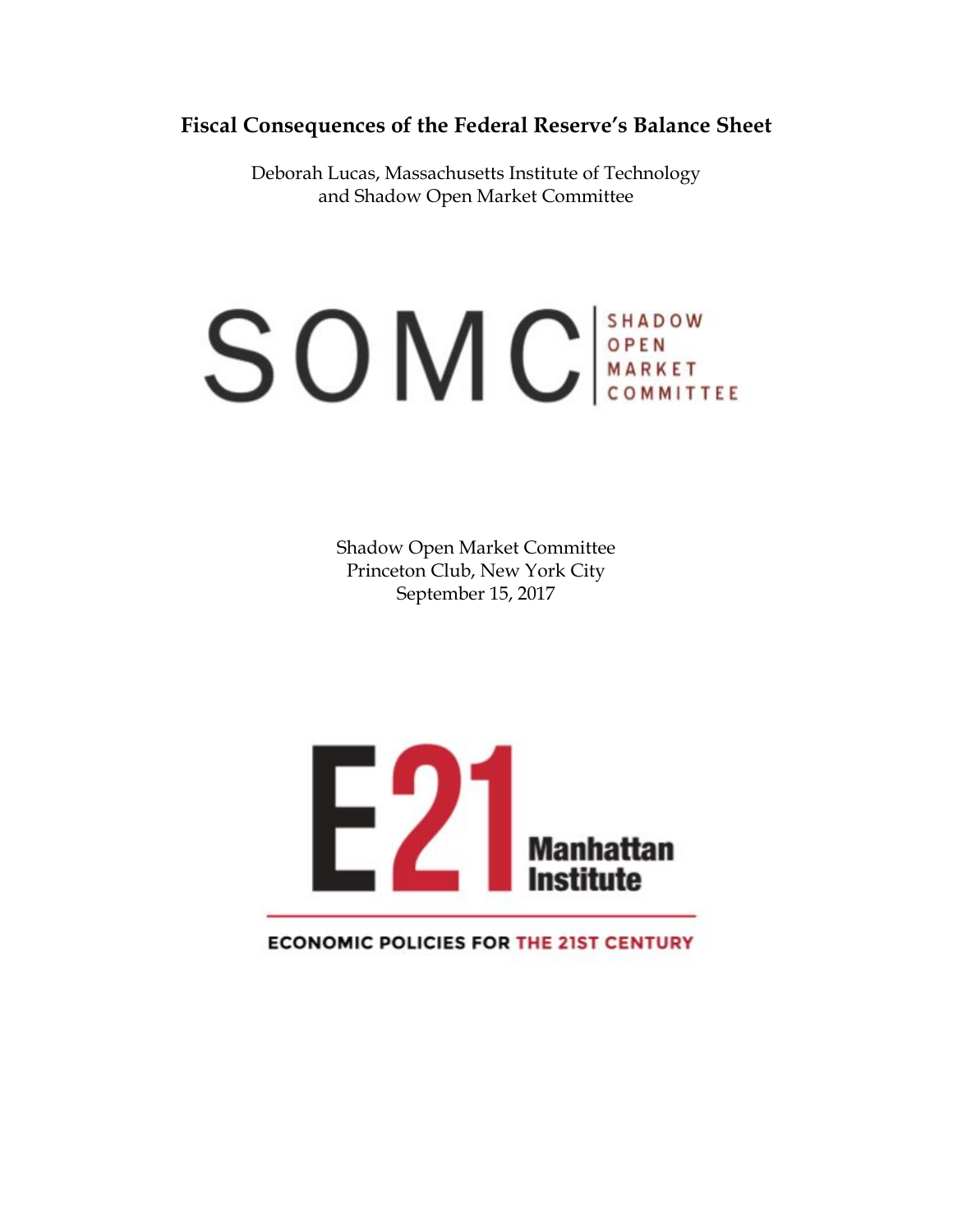# Fiscal Consequences of the Federal Reserve's Balance Sheet

Deborah Lucas, Massachusetts Institute of Technology
and Shadow Open Market Committee

SOMC | SHADOW OPEN MARKET COMMITTEE

Shadow Open Market Committee
Princeton Club, New York City
September 15, 2017

E21 Manhattan Institute

ECONOMIC POLICIES FOR THE 21ST CENTURY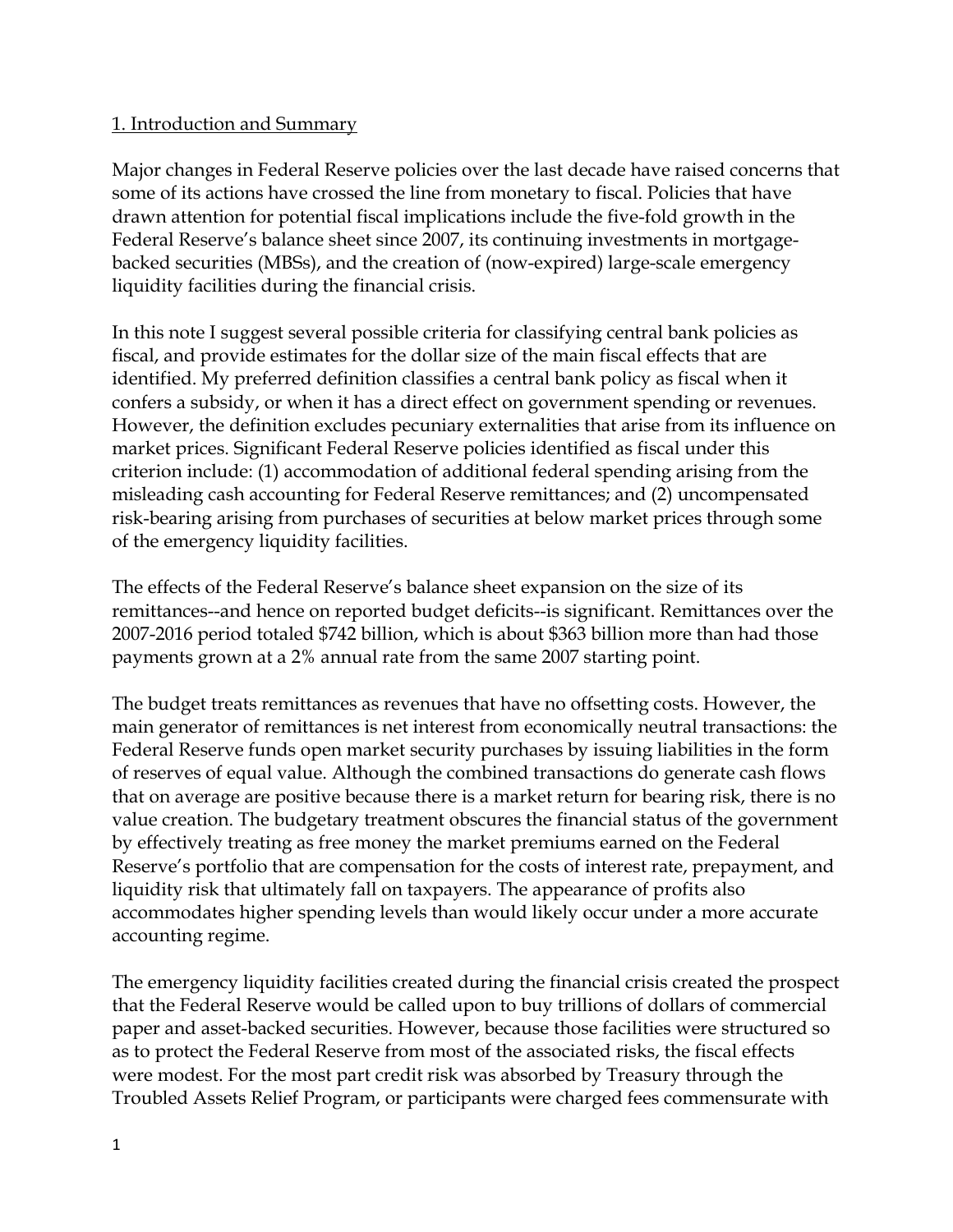## 1. Introduction and Summary

Major changes in Federal Reserve policies over the last decade have raised concerns that some of its actions have crossed the line from monetary to fiscal. Policies that have drawn attention for potential fiscal implications include the five-fold growth in the Federal Reserve's balance sheet since 2007, its continuing investments in mortgage-backed securities (MBSs), and the creation of (now-expired) large-scale emergency liquidity facilities during the financial crisis.

In this note I suggest several possible criteria for classifying central bank policies as fiscal, and provide estimates for the dollar size of the main fiscal effects that are identified. My preferred definition classifies a central bank policy as fiscal when it confers a subsidy, or when it has a direct effect on government spending or revenues. However, the definition excludes pecuniary externalities that arise from its influence on market prices. Significant Federal Reserve policies identified as fiscal under this criterion include: (1) accommodation of additional federal spending arising from the misleading cash accounting for Federal Reserve remittances; and (2) uncompensated risk-bearing arising from purchases of securities at below market prices through some of the emergency liquidity facilities.

The effects of the Federal Reserve's balance sheet expansion on the size of its remittances--and hence on reported budget deficits--is significant. Remittances over the 2007-2016 period totaled $742 billion, which is about $363 billion more than had those payments grown at a 2% annual rate from the same 2007 starting point.

The budget treats remittances as revenues that have no offsetting costs. However, the main generator of remittances is net interest from economically neutral transactions: the Federal Reserve funds open market security purchases by issuing liabilities in the form of reserves of equal value. Although the combined transactions do generate cash flows that on average are positive because there is a market return for bearing risk, there is no value creation. The budgetary treatment obscures the financial status of the government by effectively treating as free money the market premiums earned on the Federal Reserve's portfolio that are compensation for the costs of interest rate, prepayment, and liquidity risk that ultimately fall on taxpayers. The appearance of profits also accommodates higher spending levels than would likely occur under a more accurate accounting regime.

The emergency liquidity facilities created during the financial crisis created the prospect that the Federal Reserve would be called upon to buy trillions of dollars of commercial paper and asset-backed securities. However, because those facilities were structured so as to protect the Federal Reserve from most of the associated risks, the fiscal effects were modest. For the most part credit risk was absorbed by Treasury through the Troubled Assets Relief Program, or participants were charged fees commensurate with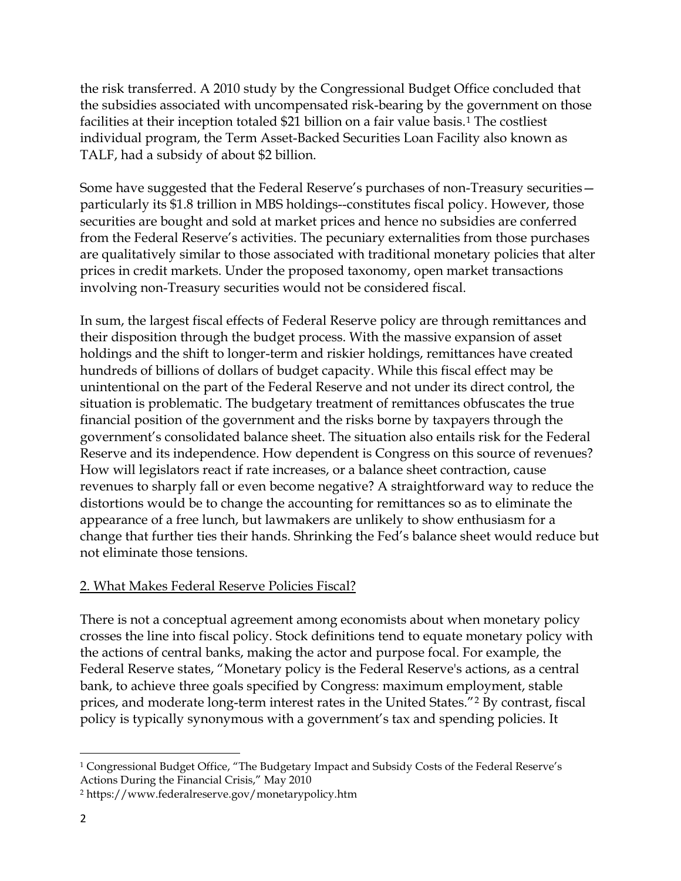the risk transferred. A 2010 study by the Congressional Budget Office concluded that the subsidies associated with uncompensated risk-bearing by the government on those facilities at their inception totaled $21 billion on a fair value basis.[1] The costliest individual program, the Term Asset-Backed Securities Loan Facility also known as TALF, had a subsidy of about $2 billion.

Some have suggested that the Federal Reserve's purchases of non-Treasury securities—particularly its $1.8 trillion in MBS holdings--constitutes fiscal policy. However, those securities are bought and sold at market prices and hence no subsidies are conferred from the Federal Reserve's activities. The pecuniary externalities from those purchases are qualitatively similar to those associated with traditional monetary policies that alter prices in credit markets. Under the proposed taxonomy, open market transactions involving non-Treasury securities would not be considered fiscal.

In sum, the largest fiscal effects of Federal Reserve policy are through remittances and their disposition through the budget process. With the massive expansion of asset holdings and the shift to longer-term and riskier holdings, remittances have created hundreds of billions of dollars of budget capacity. While this fiscal effect may be unintentional on the part of the Federal Reserve and not under its direct control, the situation is problematic. The budgetary treatment of remittances obfuscates the true financial position of the government and the risks borne by taxpayers through the government's consolidated balance sheet. The situation also entails risk for the Federal Reserve and its independence. How dependent is Congress on this source of revenues? How will legislators react if rate increases, or a balance sheet contraction, cause revenues to sharply fall or even become negative? A straightforward way to reduce the distortions would be to change the accounting for remittances so as to eliminate the appearance of a free lunch, but lawmakers are unlikely to show enthusiasm for a change that further ties their hands. Shrinking the Fed's balance sheet would reduce but not eliminate those tensions.

## 2. What Makes Federal Reserve Policies Fiscal?

There is not a conceptual agreement among economists about when monetary policy crosses the line into fiscal policy. Stock definitions tend to equate monetary policy with the actions of central banks, making the actor and purpose focal. For example, the Federal Reserve states, "Monetary policy is the Federal Reserve's actions, as a central bank, to achieve three goals specified by Congress: maximum employment, stable prices, and moderate long-term interest rates in the United States."[2] By contrast, fiscal policy is typically synonymous with a government's tax and spending policies. It

---

[1] Congressional Budget Office, "The Budgetary Impact and Subsidy Costs of the Federal Reserve's Actions During the Financial Crisis," May 2010

[2] https://www.federalreserve.gov/monetarypolicy.htm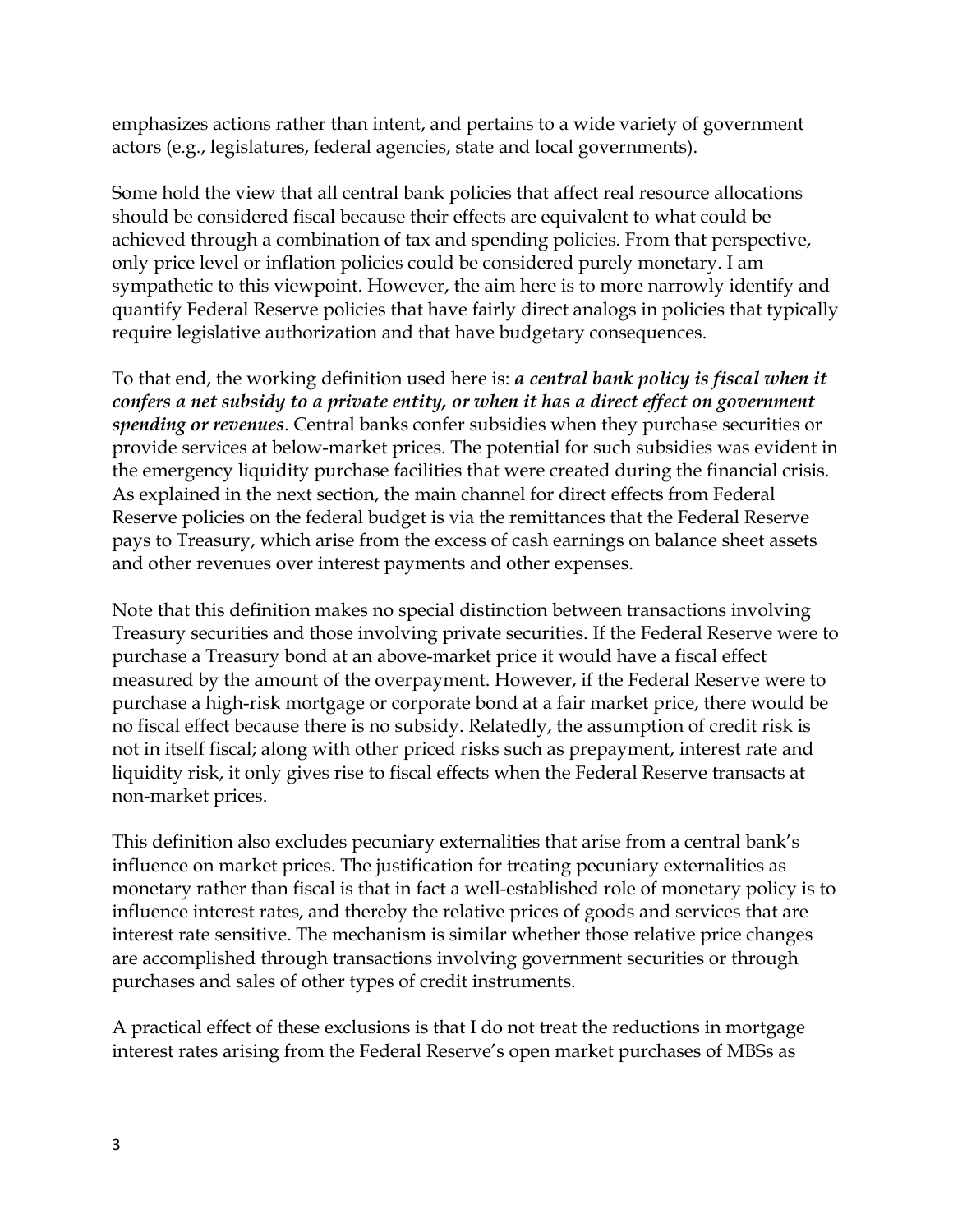emphasizes actions rather than intent, and pertains to a wide variety of government actors (e.g., legislatures, federal agencies, state and local governments).

Some hold the view that all central bank policies that affect real resource allocations should be considered fiscal because their effects are equivalent to what could be achieved through a combination of tax and spending policies. From that perspective, only price level or inflation policies could be considered purely monetary. I am sympathetic to this viewpoint. However, the aim here is to more narrowly identify and quantify Federal Reserve policies that have fairly direct analogs in policies that typically require legislative authorization and that have budgetary consequences.

To that end, the working definition used here is: ***a central bank policy is fiscal when it confers a net subsidy to a private entity, or when it has a direct effect on government spending or revenues***. Central banks confer subsidies when they purchase securities or provide services at below-market prices. The potential for such subsidies was evident in the emergency liquidity purchase facilities that were created during the financial crisis. As explained in the next section, the main channel for direct effects from Federal Reserve policies on the federal budget is via the remittances that the Federal Reserve pays to Treasury, which arise from the excess of cash earnings on balance sheet assets and other revenues over interest payments and other expenses.

Note that this definition makes no special distinction between transactions involving Treasury securities and those involving private securities. If the Federal Reserve were to purchase a Treasury bond at an above-market price it would have a fiscal effect measured by the amount of the overpayment. However, if the Federal Reserve were to purchase a high-risk mortgage or corporate bond at a fair market price, there would be no fiscal effect because there is no subsidy. Relatedly, the assumption of credit risk is not in itself fiscal; along with other priced risks such as prepayment, interest rate and liquidity risk, it only gives rise to fiscal effects when the Federal Reserve transacts at non-market prices.

This definition also excludes pecuniary externalities that arise from a central bank's influence on market prices. The justification for treating pecuniary externalities as monetary rather than fiscal is that in fact a well-established role of monetary policy is to influence interest rates, and thereby the relative prices of goods and services that are interest rate sensitive. The mechanism is similar whether those relative price changes are accomplished through transactions involving government securities or through purchases and sales of other types of credit instruments.

A practical effect of these exclusions is that I do not treat the reductions in mortgage interest rates arising from the Federal Reserve's open market purchases of MBSs as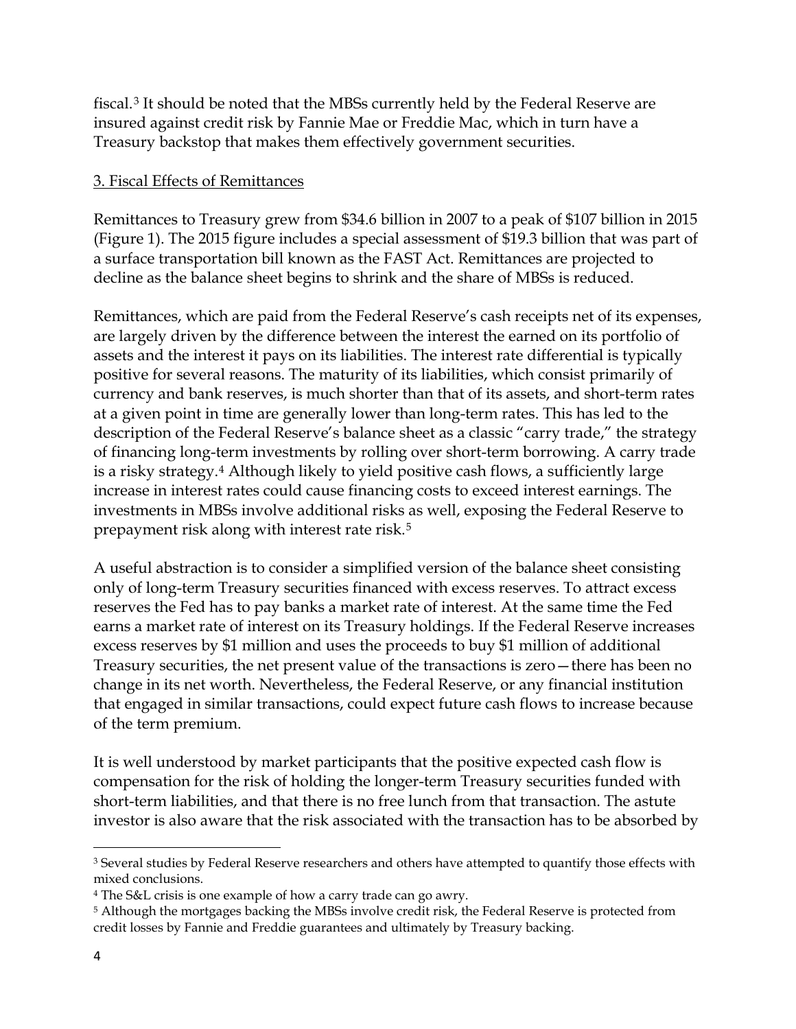fiscal.[3] It should be noted that the MBSs currently held by the Federal Reserve are insured against credit risk by Fannie Mae or Freddie Mac, which in turn have a Treasury backstop that makes them effectively government securities.

## 3. Fiscal Effects of Remittances

Remittances to Treasury grew from $34.6 billion in 2007 to a peak of $107 billion in 2015 (Figure 1). The 2015 figure includes a special assessment of $19.3 billion that was part of a surface transportation bill known as the FAST Act. Remittances are projected to decline as the balance sheet begins to shrink and the share of MBSs is reduced.

Remittances, which are paid from the Federal Reserve's cash receipts net of its expenses, are largely driven by the difference between the interest the earned on its portfolio of assets and the interest it pays on its liabilities. The interest rate differential is typically positive for several reasons. The maturity of its liabilities, which consist primarily of currency and bank reserves, is much shorter than that of its assets, and short-term rates at a given point in time are generally lower than long-term rates. This has led to the description of the Federal Reserve's balance sheet as a classic "carry trade," the strategy of financing long-term investments by rolling over short-term borrowing. A carry trade is a risky strategy.[4] Although likely to yield positive cash flows, a sufficiently large increase in interest rates could cause financing costs to exceed interest earnings. The investments in MBSs involve additional risks as well, exposing the Federal Reserve to prepayment risk along with interest rate risk.[5]

A useful abstraction is to consider a simplified version of the balance sheet consisting only of long-term Treasury securities financed with excess reserves. To attract excess reserves the Fed has to pay banks a market rate of interest. At the same time the Fed earns a market rate of interest on its Treasury holdings. If the Federal Reserve increases excess reserves by $1 million and uses the proceeds to buy $1 million of additional Treasury securities, the net present value of the transactions is zero—there has been no change in its net worth. Nevertheless, the Federal Reserve, or any financial institution that engaged in similar transactions, could expect future cash flows to increase because of the term premium.

It is well understood by market participants that the positive expected cash flow is compensation for the risk of holding the longer-term Treasury securities funded with short-term liabilities, and that there is no free lunch from that transaction. The astute investor is also aware that the risk associated with the transaction has to be absorbed by

---

[3] Several studies by Federal Reserve researchers and others have attempted to quantify those effects with mixed conclusions.

[4] The S&L crisis is one example of how a carry trade can go awry.

[5] Although the mortgages backing the MBSs involve credit risk, the Federal Reserve is protected from credit losses by Fannie and Freddie guarantees and ultimately by Treasury backing.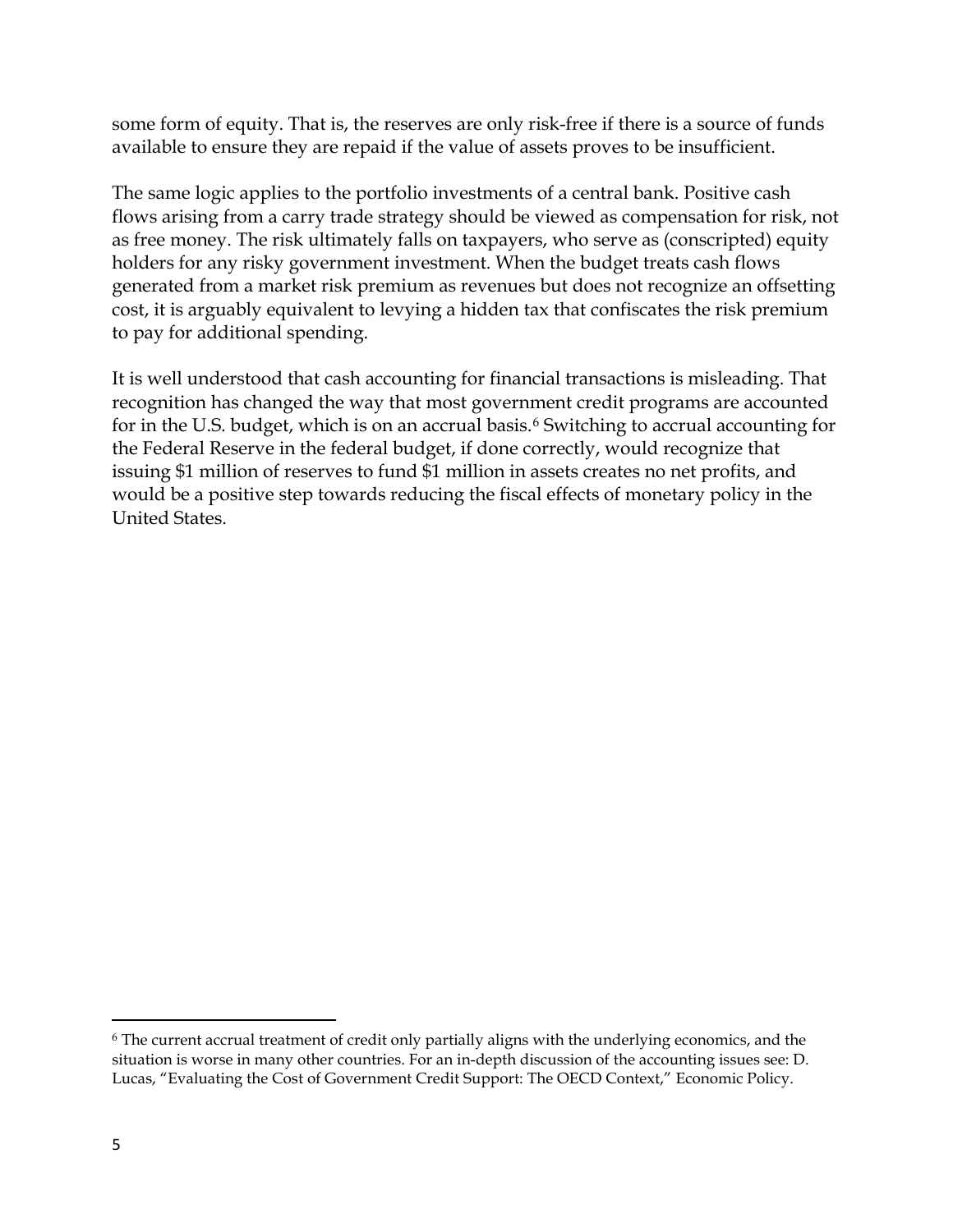some form of equity. That is, the reserves are only risk-free if there is a source of funds available to ensure they are repaid if the value of assets proves to be insufficient.

The same logic applies to the portfolio investments of a central bank. Positive cash flows arising from a carry trade strategy should be viewed as compensation for risk, not as free money. The risk ultimately falls on taxpayers, who serve as (conscripted) equity holders for any risky government investment. When the budget treats cash flows generated from a market risk premium as revenues but does not recognize an offsetting cost, it is arguably equivalent to levying a hidden tax that confiscates the risk premium to pay for additional spending.

It is well understood that cash accounting for financial transactions is misleading. That recognition has changed the way that most government credit programs are accounted for in the U.S. budget, which is on an accrual basis.[6] Switching to accrual accounting for the Federal Reserve in the federal budget, if done correctly, would recognize that issuing $1 million of reserves to fund $1 million in assets creates no net profits, and would be a positive step towards reducing the fiscal effects of monetary policy in the United States.

---

[6] The current accrual treatment of credit only partially aligns with the underlying economics, and the situation is worse in many other countries. For an in-depth discussion of the accounting issues see: D. Lucas, "Evaluating the Cost of Government Credit Support: The OECD Context," Economic Policy.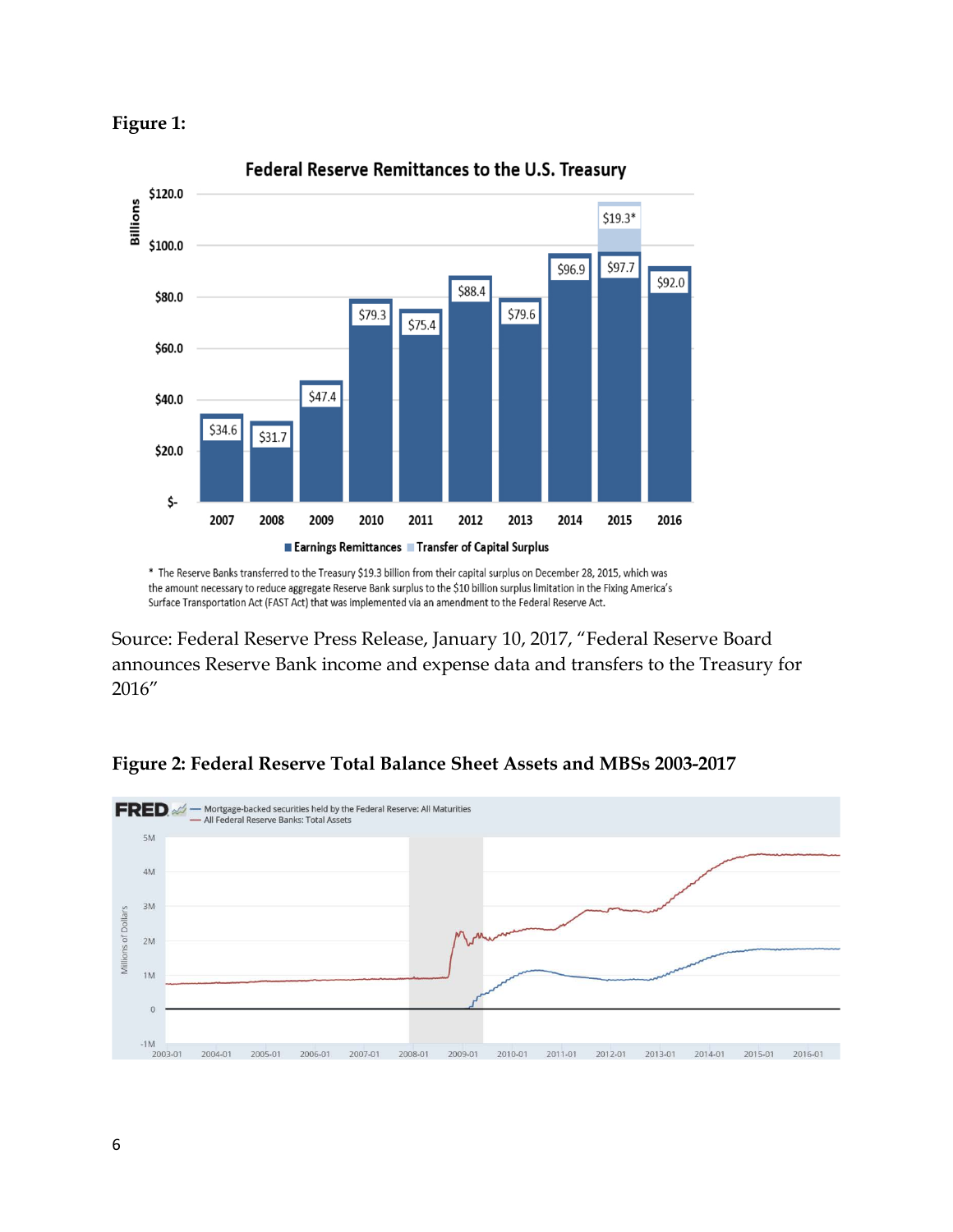**Figure 1:**

**Federal Reserve Remittances to the U.S. Treasury**

| Year | Earnings Remittances (Billions) | Transfer of Capital Surplus (Billions) |
|---|---|---|
| 2007 | $34.6 | |
| 2008 | $31.7 | |
| 2009 | $47.4 | |
| 2010 | $79.3 | |
| 2011 | $75.4 | |
| 2012 | $88.4 | |
| 2013 | $79.6 | |
| 2014 | $96.9 | |
| 2015 | $97.7 | $19.3* |
| 2016 | $92.0 | |

\* The Reserve Banks transferred to the Treasury $19.3 billion from their capital surplus on December 28, 2015, which was the amount necessary to reduce aggregate Reserve Bank surplus to the $10 billion surplus limitation in the Fixing America's Surface Transportation Act (FAST Act) that was implemented via an amendment to the Federal Reserve Act.

Source: Federal Reserve Press Release, January 10, 2017, "Federal Reserve Board announces Reserve Bank income and expense data and transfers to the Treasury for 2016"

**Figure 2: Federal Reserve Total Balance Sheet Assets and MBSs 2003-2017**

FRED — Mortgage-backed securities held by the Federal Reserve: All Maturities — All Federal Reserve Banks: Total Assets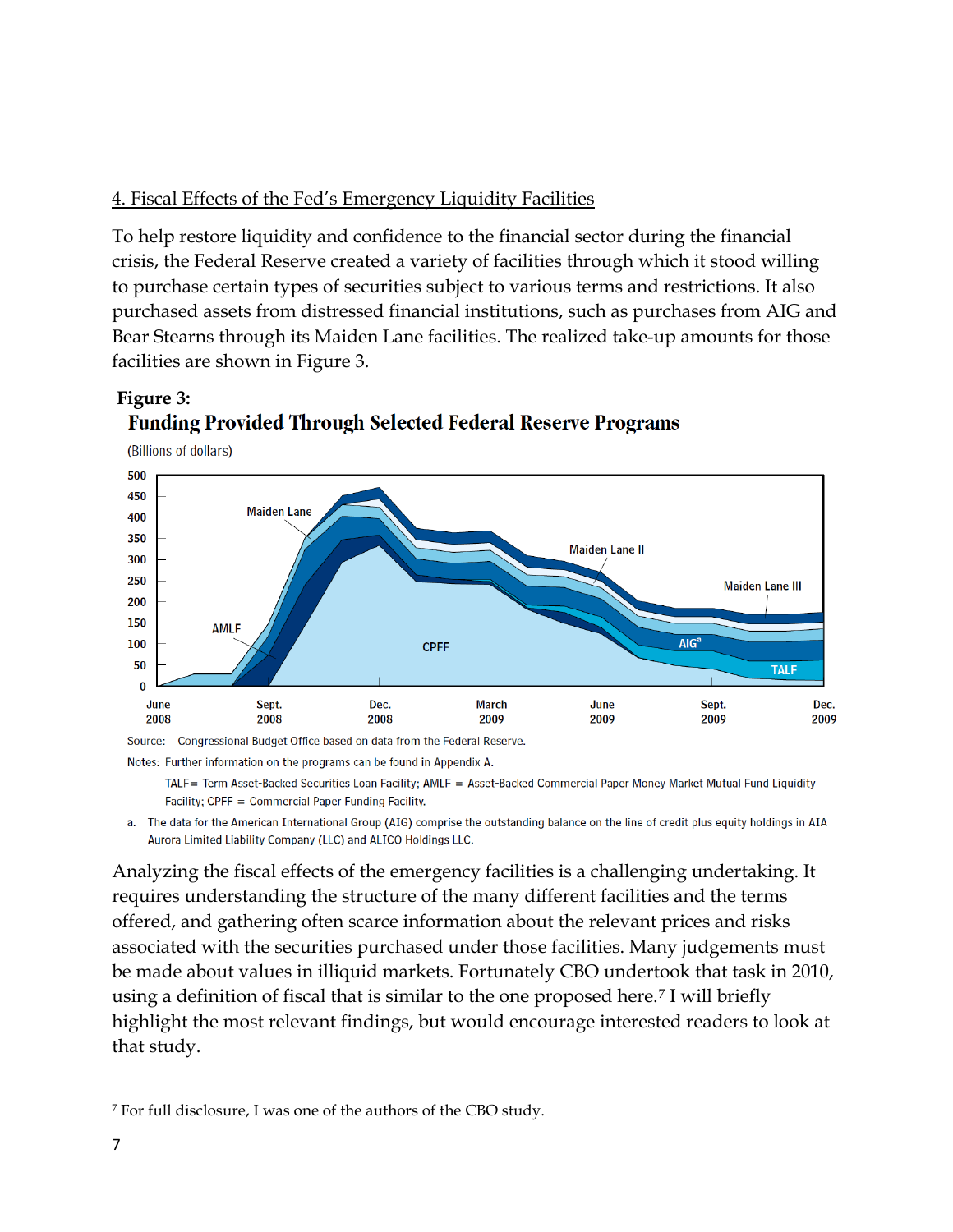## 4. Fiscal Effects of the Fed's Emergency Liquidity Facilities

To help restore liquidity and confidence to the financial sector during the financial crisis, the Federal Reserve created a variety of facilities through which it stood willing to purchase certain types of securities subject to various terms and restrictions. It also purchased assets from distressed financial institutions, such as purchases from AIG and Bear Stearns through its Maiden Lane facilities. The realized take-up amounts for those facilities are shown in Figure 3.

**Figure 3:**
**Funding Provided Through Selected Federal Reserve Programs**

(Billions of dollars)

Source: Congressional Budget Office based on data from the Federal Reserve.

Notes: Further information on the programs can be found in Appendix A.

TALF= Term Asset-Backed Securities Loan Facility; AMLF = Asset-Backed Commercial Paper Money Market Mutual Fund Liquidity Facility; CPFF = Commercial Paper Funding Facility.

a. The data for the American International Group (AIG) comprise the outstanding balance on the line of credit plus equity holdings in AIA Aurora Limited Liability Company (LLC) and ALICO Holdings LLC.

Analyzing the fiscal effects of the emergency facilities is a challenging undertaking. It requires understanding the structure of the many different facilities and the terms offered, and gathering often scarce information about the relevant prices and risks associated with the securities purchased under those facilities. Many judgements must be made about values in illiquid markets. Fortunately CBO undertook that task in 2010, using a definition of fiscal that is similar to the one proposed here.[7] I will briefly highlight the most relevant findings, but would encourage interested readers to look at that study.

[7] For full disclosure, I was one of the authors of the CBO study.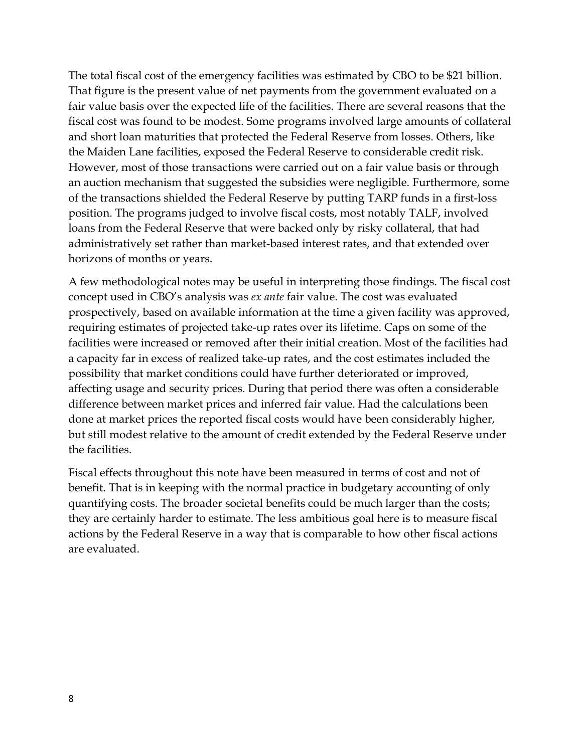The total fiscal cost of the emergency facilities was estimated by CBO to be $21 billion. That figure is the present value of net payments from the government evaluated on a fair value basis over the expected life of the facilities. There are several reasons that the fiscal cost was found to be modest. Some programs involved large amounts of collateral and short loan maturities that protected the Federal Reserve from losses. Others, like the Maiden Lane facilities, exposed the Federal Reserve to considerable credit risk. However, most of those transactions were carried out on a fair value basis or through an auction mechanism that suggested the subsidies were negligible. Furthermore, some of the transactions shielded the Federal Reserve by putting TARP funds in a first-loss position. The programs judged to involve fiscal costs, most notably TALF, involved loans from the Federal Reserve that were backed only by risky collateral, that had administratively set rather than market-based interest rates, and that extended over horizons of months or years.

A few methodological notes may be useful in interpreting those findings. The fiscal cost concept used in CBO's analysis was *ex ante* fair value. The cost was evaluated prospectively, based on available information at the time a given facility was approved, requiring estimates of projected take-up rates over its lifetime. Caps on some of the facilities were increased or removed after their initial creation. Most of the facilities had a capacity far in excess of realized take-up rates, and the cost estimates included the possibility that market conditions could have further deteriorated or improved, affecting usage and security prices. During that period there was often a considerable difference between market prices and inferred fair value. Had the calculations been done at market prices the reported fiscal costs would have been considerably higher, but still modest relative to the amount of credit extended by the Federal Reserve under the facilities.

Fiscal effects throughout this note have been measured in terms of cost and not of benefit. That is in keeping with the normal practice in budgetary accounting of only quantifying costs. The broader societal benefits could be much larger than the costs; they are certainly harder to estimate. The less ambitious goal here is to measure fiscal actions by the Federal Reserve in a way that is comparable to how other fiscal actions are evaluated.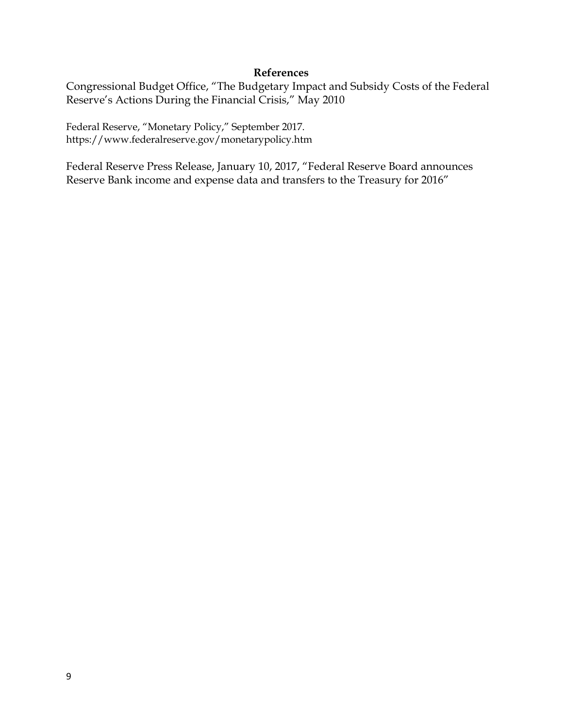## References

Congressional Budget Office, "The Budgetary Impact and Subsidy Costs of the Federal Reserve's Actions During the Financial Crisis," May 2010

Federal Reserve, "Monetary Policy," September 2017. https://www.federalreserve.gov/monetarypolicy.htm

Federal Reserve Press Release, January 10, 2017, "Federal Reserve Board announces Reserve Bank income and expense data and transfers to the Treasury for 2016"